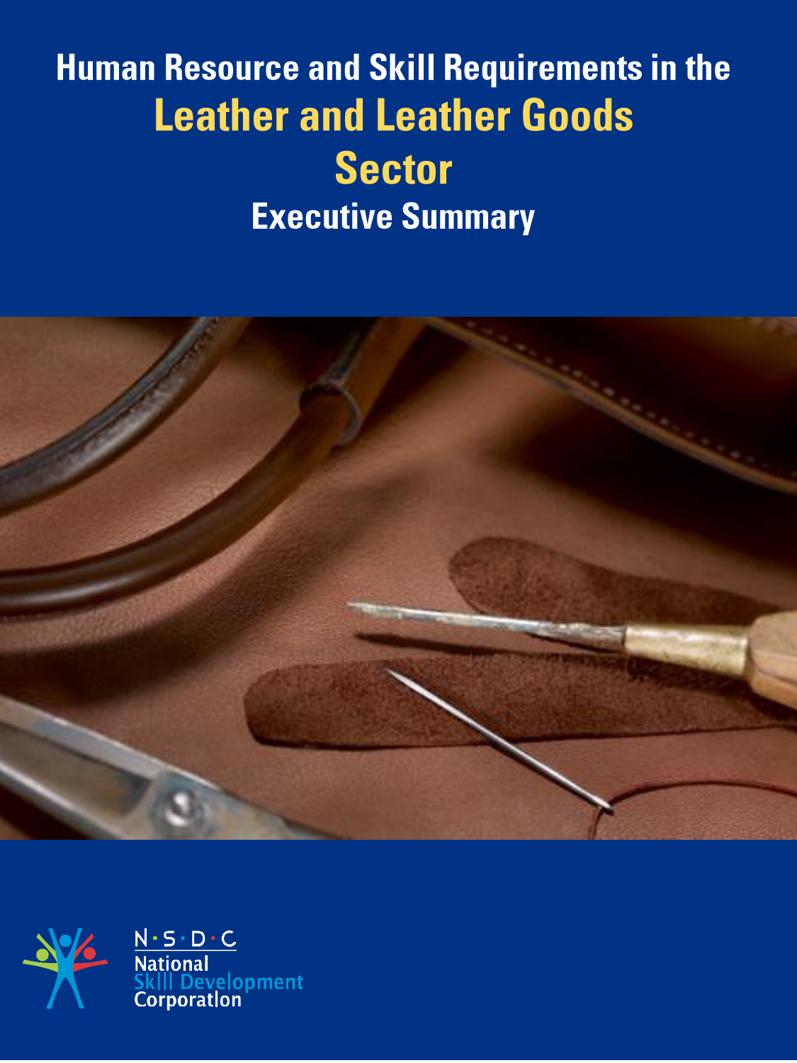# Human Resource and Skill Requirements in the Leather and Leather Goods Sector

## Executive Summary

N·S·D·C

National Skill Development Corporation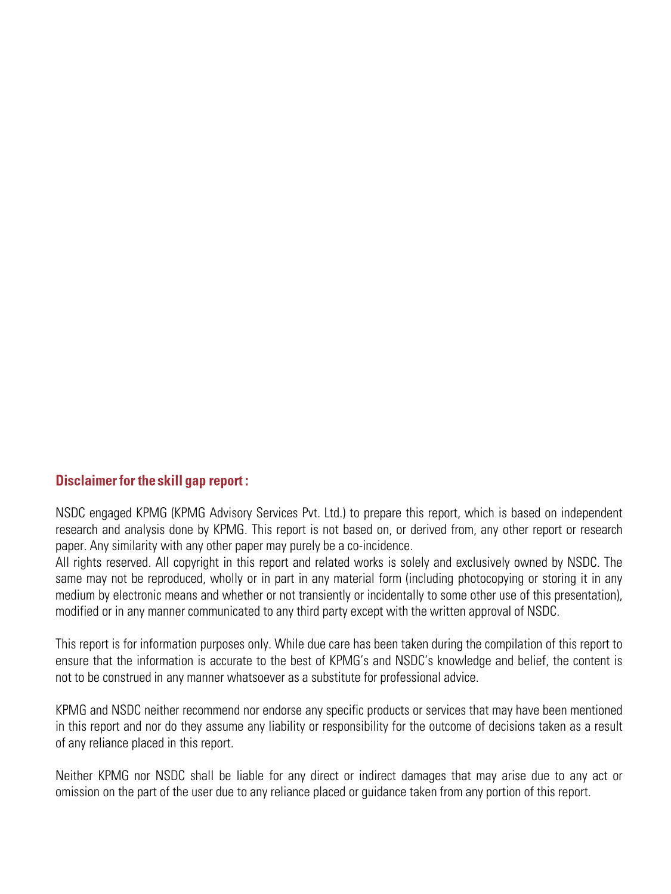### Disclaimer for the skill gap report :

NSDC engaged KPMG (KPMG Advisory Services Pvt. Ltd.) to prepare this report, which is based on independent research and analysis done by KPMG. This report is not based on, or derived from, any other report or research paper. Any similarity with any other paper may purely be a co-incidence.

All rights reserved. All copyright in this report and related works is solely and exclusively owned by NSDC. The same may not be reproduced, wholly or in part in any material form (including photocopying or storing it in any medium by electronic means and whether or not transiently or incidentally to some other use of this presentation), modified or in any manner communicated to any third party except with the written approval of NSDC.

This report is for information purposes only. While due care has been taken during the compilation of this report to ensure that the information is accurate to the best of KPMG's and NSDC's knowledge and belief, the content is not to be construed in any manner whatsoever as a substitute for professional advice.

KPMG and NSDC neither recommend nor endorse any specific products or services that may have been mentioned in this report and nor do they assume any liability or responsibility for the outcome of decisions taken as a result of any reliance placed in this report.

Neither KPMG nor NSDC shall be liable for any direct or indirect damages that may arise due to any act or omission on the part of the user due to any reliance placed or guidance taken from any portion of this report.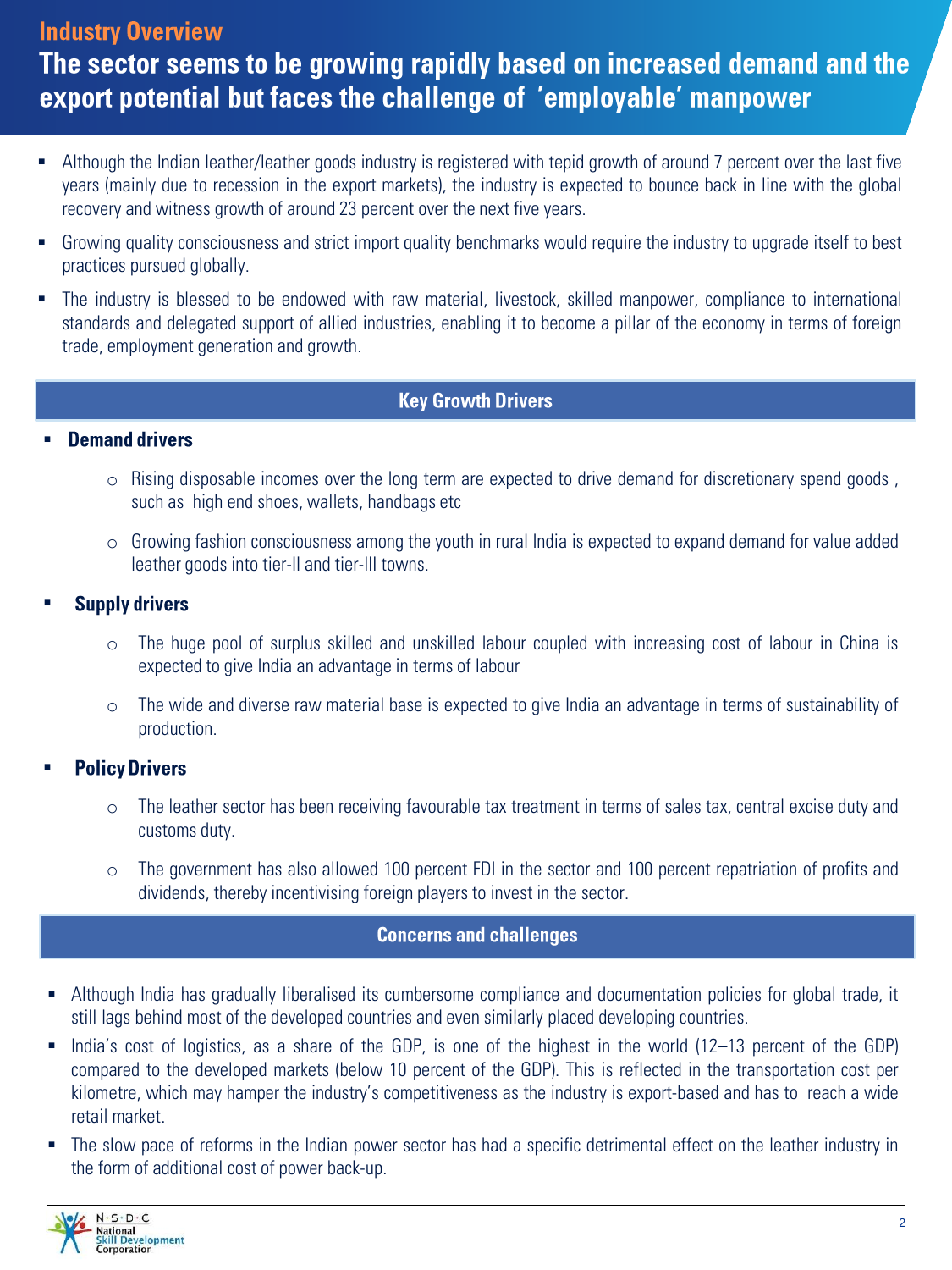## Industry Overview

# The sector seems to be growing rapidly based on increased demand and the export potential but faces the challenge of 'employable' manpower

- Although the Indian leather/leather goods industry is registered with tepid growth of around 7 percent over the last five years (mainly due to recession in the export markets), the industry is expected to bounce back in line with the global recovery and witness growth of around 23 percent over the next five years.
- Growing quality consciousness and strict import quality benchmarks would require the industry to upgrade itself to best practices pursued globally.
- The industry is blessed to be endowed with raw material, livestock, skilled manpower, compliance to international standards and delegated support of allied industries, enabling it to become a pillar of the economy in terms of foreign trade, employment generation and growth.

### Key Growth Drivers

- **Demand drivers**
  - Rising disposable incomes over the long term are expected to drive demand for discretionary spend goods , such as high end shoes, wallets, handbags etc
  - Growing fashion consciousness among the youth in rural India is expected to expand demand for value added leather goods into tier-II and tier-III towns.
- **Supply drivers**
  - The huge pool of surplus skilled and unskilled labour coupled with increasing cost of labour in China is expected to give India an advantage in terms of labour
  - The wide and diverse raw material base is expected to give India an advantage in terms of sustainability of production.
- **Policy Drivers**
  - The leather sector has been receiving favourable tax treatment in terms of sales tax, central excise duty and customs duty.
  - The government has also allowed 100 percent FDI in the sector and 100 percent repatriation of profits and dividends, thereby incentivising foreign players to invest in the sector.

### Concerns and challenges

- Although India has gradually liberalised its cumbersome compliance and documentation policies for global trade, it still lags behind most of the developed countries and even similarly placed developing countries.
- India's cost of logistics, as a share of the GDP, is one of the highest in the world (12–13 percent of the GDP) compared to the developed markets (below 10 percent of the GDP). This is reflected in the transportation cost per kilometre, which may hamper the industry's competitiveness as the industry is export-based and has to reach a wide retail market.
- The slow pace of reforms in the Indian power sector has had a specific detrimental effect on the leather industry in the form of additional cost of power back-up.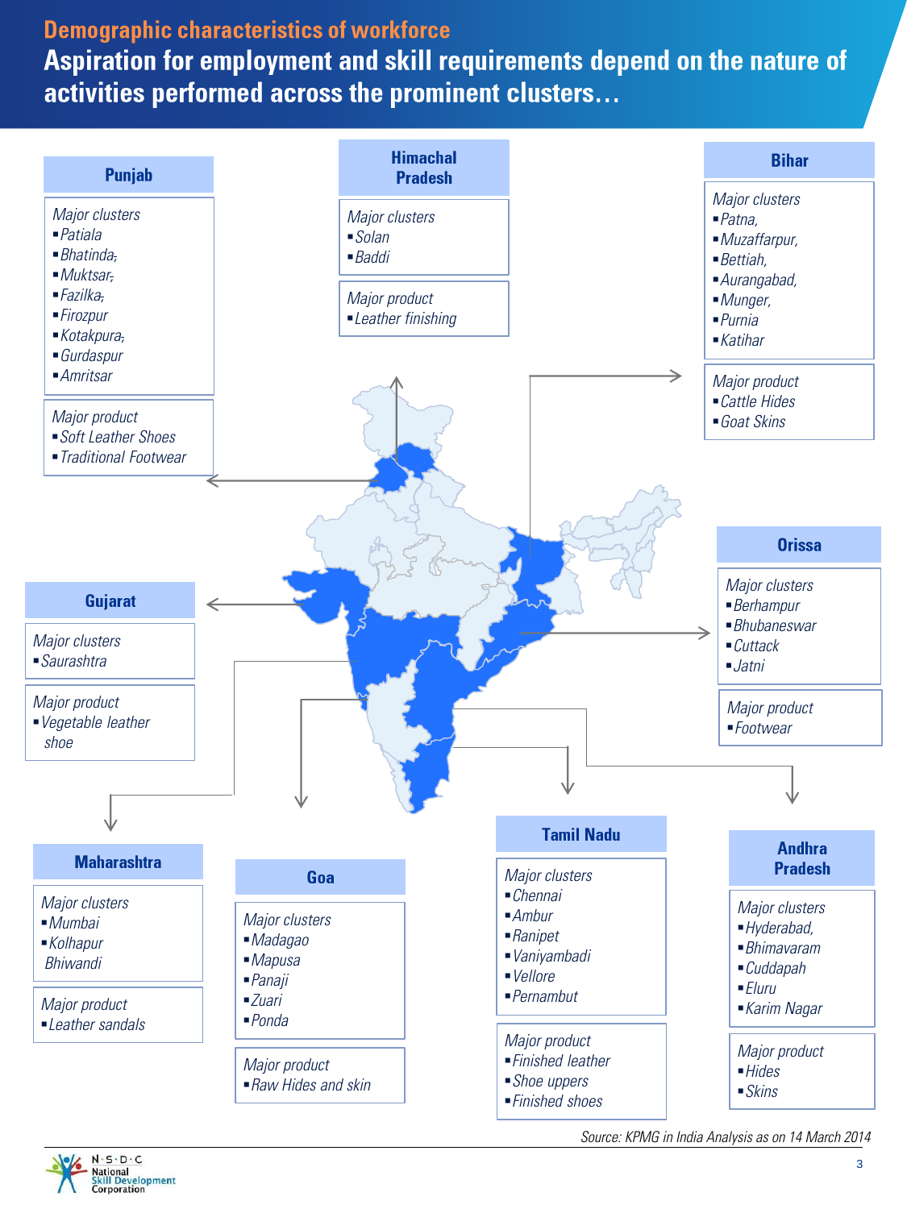## Demographic characteristics of workforce

# Aspiration for employment and skill requirements depend on the nature of activities performed across the prominent clusters…

### Punjab

*Major clusters*
- *Patiala*
- *Bhatinda,*
- *Muktsar,*
- *Fazilka,*
- *Firozpur*
- *Kotakpura,*
- *Gurdaspur*
- *Amritsar*

*Major product*
- *Soft Leather Shoes*
- *Traditional Footwear*

### Himachal Pradesh

*Major clusters*
- *Solan*
- *Baddi*

*Major product*
- *Leather finishing*

### Bihar

*Major clusters*
- *Patna,*
- *Muzaffarpur,*
- *Bettiah,*
- *Aurangabad,*
- *Munger,*
- *Purnia*
- *Katihar*

*Major product*
- *Cattle Hides*
- *Goat Skins*

### Gujarat

*Major clusters*
- *Saurashtra*

*Major product*
- *Vegetable leather shoe*

### Orissa

*Major clusters*
- *Berhampur*
- *Bhubaneswar*
- *Cuttack*
- *Jatni*

*Major product*
- *Footwear*

### Maharashtra

*Major clusters*
- *Mumbai*
- *Kolhapur Bhiwandi*

*Major product*
- *Leather sandals*

### Goa

*Major clusters*
- *Madagao*
- *Mapusa*
- *Panaji*
- *Zuari*
- *Ponda*

*Major product*
- *Raw Hides and skin*

### Tamil Nadu

*Major clusters*
- *Chennai*
- *Ambur*
- *Ranipet*
- *Vaniyambadi*
- *Vellore*
- *Pernambut*

*Major product*
- *Finished leather*
- *Shoe uppers*
- *Finished shoes*

### Andhra Pradesh

*Major clusters*
- *Hyderabad,*
- *Bhimavaram*
- *Cuddapah*
- *Eluru*
- *Karim Nagar*

*Major product*
- *Hides*
- *Skins*

*Source: KPMG in India Analysis as on 14 March 2014*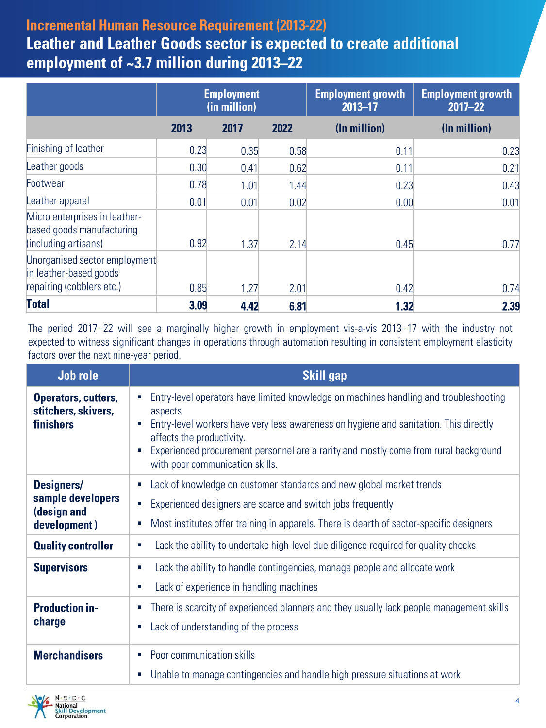## Incremental Human Resource Requirement (2013-22)

# Leather and Leather Goods sector is expected to create additional employment of ~3.7 million during 2013–22

| | Employment (in million) | | | Employment growth 2013–17 | Employment growth 2017–22 |
|---|---|---|---|---|---|
| | 2013 | 2017 | 2022 | (In million) | (In million) |
| Finishing of leather | 0.23 | 0.35 | 0.58 | 0.11 | 0.23 |
| Leather goods | 0.30 | 0.41 | 0.62 | 0.11 | 0.21 |
| Footwear | 0.78 | 1.01 | 1.44 | 0.23 | 0.43 |
| Leather apparel | 0.01 | 0.01 | 0.02 | 0.00 | 0.01 |
| Micro enterprises in leather-based goods manufacturing (including artisans) | 0.92 | 1.37 | 2.14 | 0.45 | 0.77 |
| Unorganised sector employment in leather-based goods repairing (cobblers etc.) | 0.85 | 1.27 | 2.01 | 0.42 | 0.74 |
| **Total** | **3.09** | **4.42** | **6.81** | **1.32** | **2.39** |

The period 2017–22 will see a marginally higher growth in employment vis-a-vis 2013–17 with the industry not expected to witness significant changes in operations through automation resulting in consistent employment elasticity factors over the next nine-year period.

| Job role | Skill gap |
|---|---|
| **Operators, cutters, stitchers, skivers, finishers** | ▪ Entry-level operators have limited knowledge on machines handling and troubleshooting aspects<br>▪ Entry-level workers have very less awareness on hygiene and sanitation. This directly affects the productivity.<br>▪ Experienced procurement personnel are a rarity and mostly come from rural background with poor communication skills. |
| **Designers/ sample developers (design and development )** | ▪ Lack of knowledge on customer standards and new global market trends<br>▪ Experienced designers are scarce and switch jobs frequently<br>▪ Most institutes offer training in apparels. There is dearth of sector-specific designers |
| **Quality controller** | ▪ Lack the ability to undertake high-level due diligence required for quality checks |
| **Supervisors** | ▪ Lack the ability to handle contingencies, manage people and allocate work<br>▪ Lack of experience in handling machines |
| **Production in-charge** | ▪ There is scarcity of experienced planners and they usually lack people management skills<br>▪ Lack of understanding of the process |
| **Merchandisers** | ▪ Poor communication skills<br>▪ Unable to manage contingencies and handle high pressure situations at work |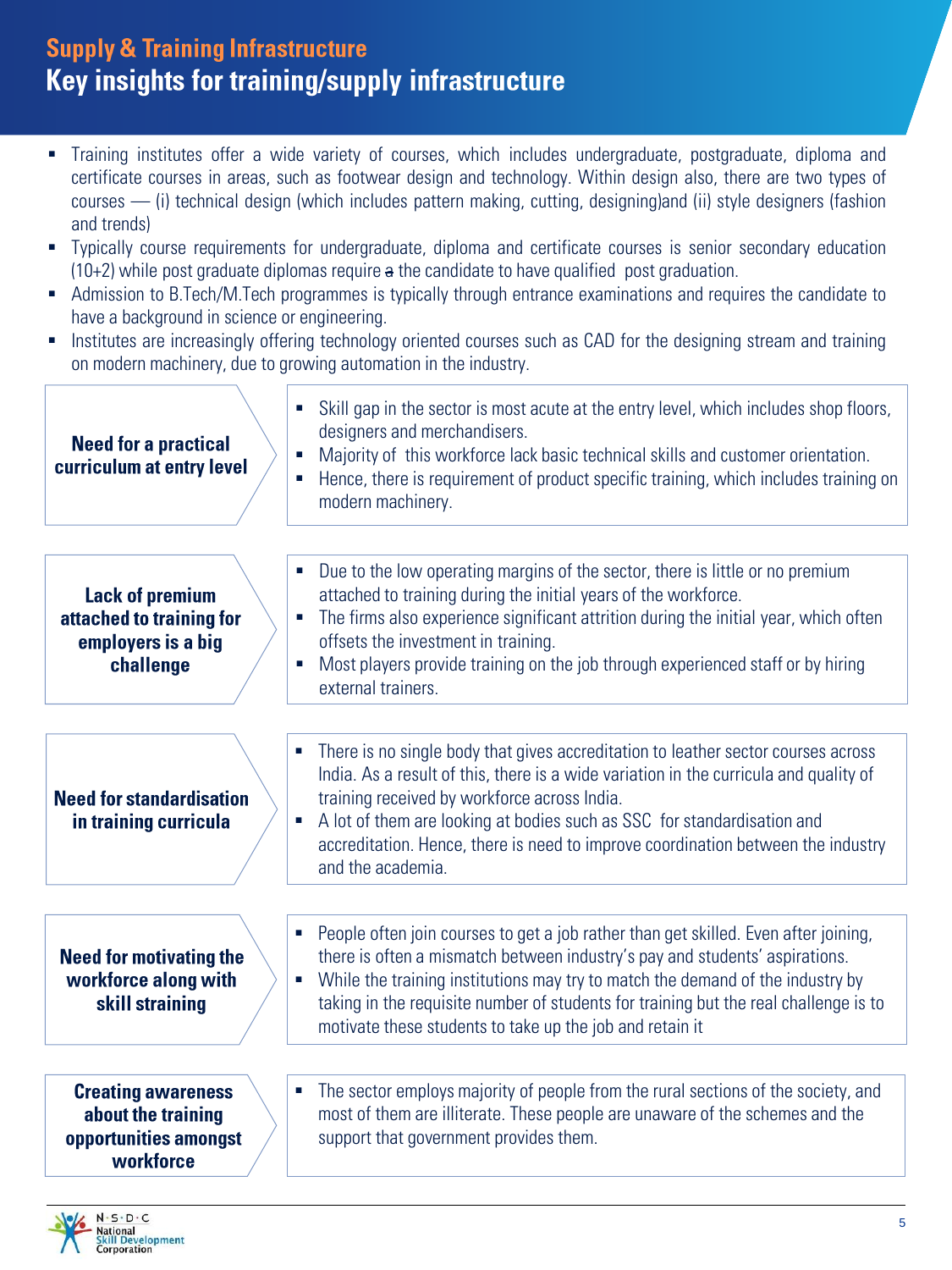## Supply & Training Infrastructure

# Key insights for training/supply infrastructure

- Training institutes offer a wide variety of courses, which includes undergraduate, postgraduate, diploma and certificate courses in areas, such as footwear design and technology. Within design also, there are two types of courses — (i) technical design (which includes pattern making, cutting, designing)and (ii) style designers (fashion and trends)
- Typically course requirements for undergraduate, diploma and certificate courses is senior secondary education (10+2) while post graduate diplomas require a the candidate to have qualified post graduation.
- Admission to B.Tech/M.Tech programmes is typically through entrance examinations and requires the candidate to have a background in science or engineering.
- Institutes are increasingly offering technology oriented courses such as CAD for the designing stream and training on modern machinery, due to growing automation in the industry.

**Need for a practical curriculum at entry level**

- Skill gap in the sector is most acute at the entry level, which includes shop floors, designers and merchandisers.
- Majority of this workforce lack basic technical skills and customer orientation.
- Hence, there is requirement of product specific training, which includes training on modern machinery.

**Lack of premium attached to training for employers is a big challenge**

- Due to the low operating margins of the sector, there is little or no premium attached to training during the initial years of the workforce.
- The firms also experience significant attrition during the initial year, which often offsets the investment in training.
- Most players provide training on the job through experienced staff or by hiring external trainers.

**Need for standardisation in training curricula**

- There is no single body that gives accreditation to leather sector courses across India. As a result of this, there is a wide variation in the curricula and quality of training received by workforce across India.
- A lot of them are looking at bodies such as SSC for standardisation and accreditation. Hence, there is need to improve coordination between the industry and the academia.

**Need for motivating the workforce along with skill straining**

- People often join courses to get a job rather than get skilled. Even after joining, there is often a mismatch between industry's pay and students' aspirations.
- While the training institutions may try to match the demand of the industry by taking in the requisite number of students for training but the real challenge is to motivate these students to take up the job and retain it

**Creating awareness about the training opportunities amongst workforce**

- The sector employs majority of people from the rural sections of the society, and most of them are illiterate. These people are unaware of the schemes and the support that government provides them.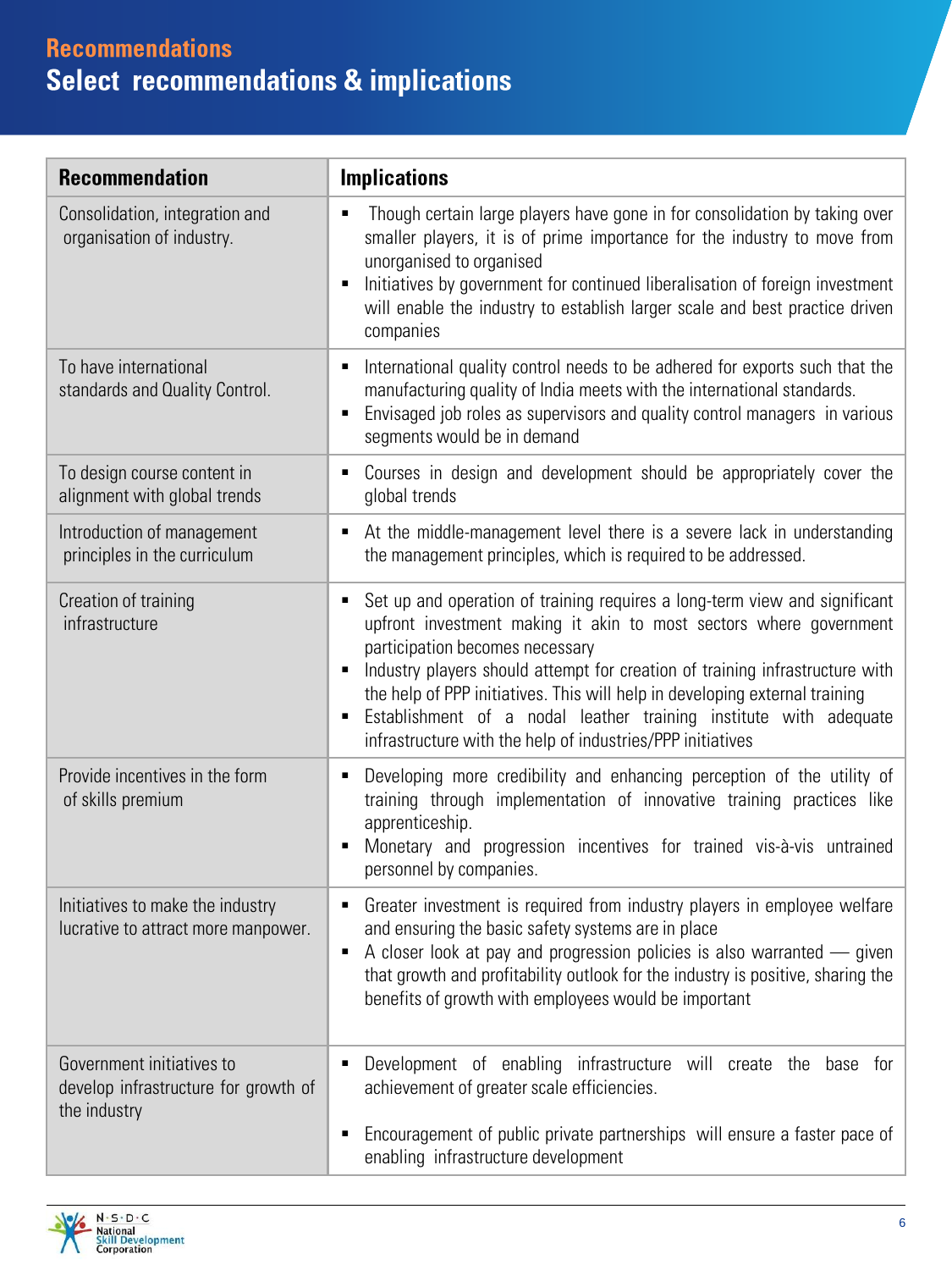## Recommendations

# Select recommendations & implications

| Recommendation | Implications |
|---|---|
| Consolidation, integration and organisation of industry. | ▪ Though certain large players have gone in for consolidation by taking over smaller players, it is of prime importance for the industry to move from unorganised to organised<br>▪ Initiatives by government for continued liberalisation of foreign investment will enable the industry to establish larger scale and best practice driven companies |
| To have international standards and Quality Control. | ▪ International quality control needs to be adhered for exports such that the manufacturing quality of India meets with the international standards.<br>▪ Envisaged job roles as supervisors and quality control managers in various segments would be in demand |
| To design course content in alignment with global trends | ▪ Courses in design and development should be appropriately cover the global trends |
| Introduction of management principles in the curriculum | ▪ At the middle-management level there is a severe lack in understanding the management principles, which is required to be addressed. |
| Creation of training infrastructure | ▪ Set up and operation of training requires a long-term view and significant upfront investment making it akin to most sectors where government participation becomes necessary<br>▪ Industry players should attempt for creation of training infrastructure with the help of PPP initiatives. This will help in developing external training<br>▪ Establishment of a nodal leather training institute with adequate infrastructure with the help of industries/PPP initiatives |
| Provide incentives in the form of skills premium | ▪ Developing more credibility and enhancing perception of the utility of training through implementation of innovative training practices like apprenticeship.<br>▪ Monetary and progression incentives for trained vis-à-vis untrained personnel by companies. |
| Initiatives to make the industry lucrative to attract more manpower. | ▪ Greater investment is required from industry players in employee welfare and ensuring the basic safety systems are in place<br>▪ A closer look at pay and progression policies is also warranted — given that growth and profitability outlook for the industry is positive, sharing the benefits of growth with employees would be important |
| Government initiatives to develop infrastructure for growth of the industry | ▪ Development of enabling infrastructure will create the base for achievement of greater scale efficiencies.<br>▪ Encouragement of public private partnerships will ensure a faster pace of enabling infrastructure development |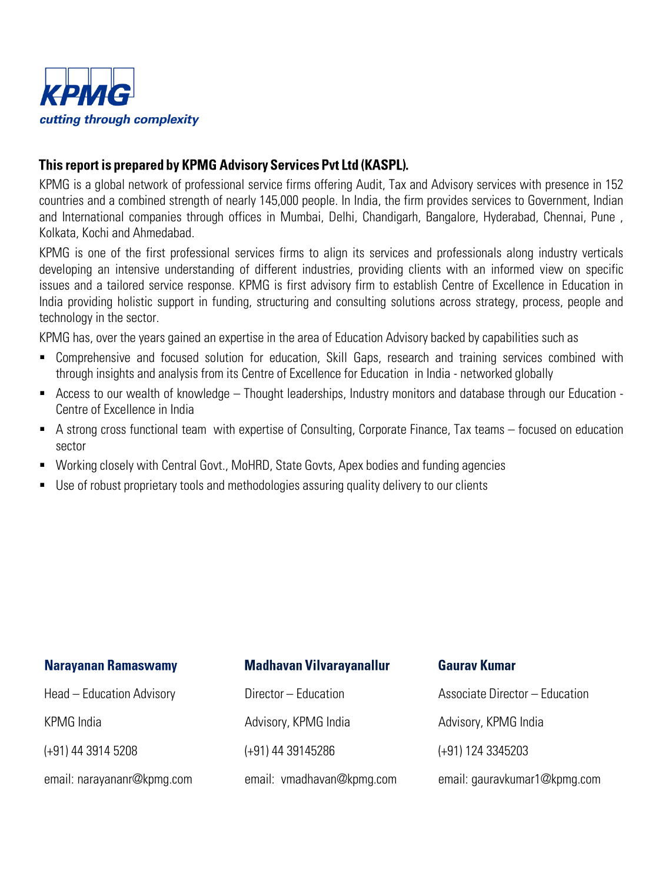KPMG

*cutting through complexity*

**This report is prepared by KPMG Advisory Services Pvt Ltd (KASPL).**

KPMG is a global network of professional service firms offering Audit, Tax and Advisory services with presence in 152 countries and a combined strength of nearly 145,000 people. In India, the firm provides services to Government, Indian and International companies through offices in Mumbai, Delhi, Chandigarh, Bangalore, Hyderabad, Chennai, Pune , Kolkata, Kochi and Ahmedabad.

KPMG is one of the first professional services firms to align its services and professionals along industry verticals developing an intensive understanding of different industries, providing clients with an informed view on specific issues and a tailored service response. KPMG is first advisory firm to establish Centre of Excellence in Education in India providing holistic support in funding, structuring and consulting solutions across strategy, process, people and technology in the sector.

KPMG has, over the years gained an expertise in the area of Education Advisory backed by capabilities such as

- Comprehensive and focused solution for education, Skill Gaps, research and training services combined with through insights and analysis from its Centre of Excellence for Education in India - networked globally
- Access to our wealth of knowledge – Thought leaderships, Industry monitors and database through our Education - Centre of Excellence in India
- A strong cross functional team with expertise of Consulting, Corporate Finance, Tax teams – focused on education sector
- Working closely with Central Govt., MoHRD, State Govts, Apex bodies and funding agencies
- Use of robust proprietary tools and methodologies assuring quality delivery to our clients

**Narayanan Ramaswamy**

Head – Education Advisory

KPMG India

(+91) 44 3914 5208

email: narayananr@kpmg.com

**Madhavan Vilvarayanallur**

Director – Education

Advisory, KPMG India

(+91) 44 39145286

email: vmadhavan@kpmg.com

**Gaurav Kumar**

Associate Director – Education

Advisory, KPMG India

(+91) 124 3345203

email: gauravkumar1@kpmg.com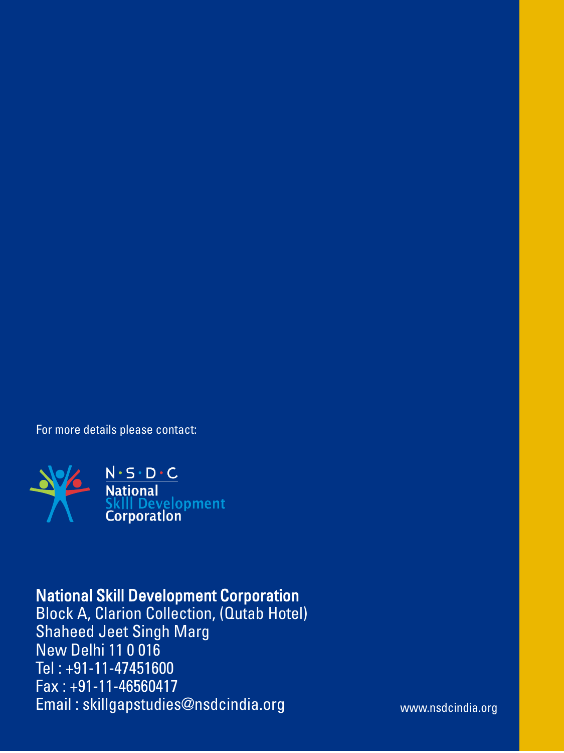For more details please contact:

N·S·D·C
National
Skill Development
Corporation

**National Skill Development Corporation**
Block A, Clarion Collection, (Qutab Hotel)
Shaheed Jeet Singh Marg
New Delhi 11 0 016
Tel : +91-11-47451600
Fax : +91-11-46560417
Email : skillgapstudies@nsdcindia.org

www.nsdcindia.org